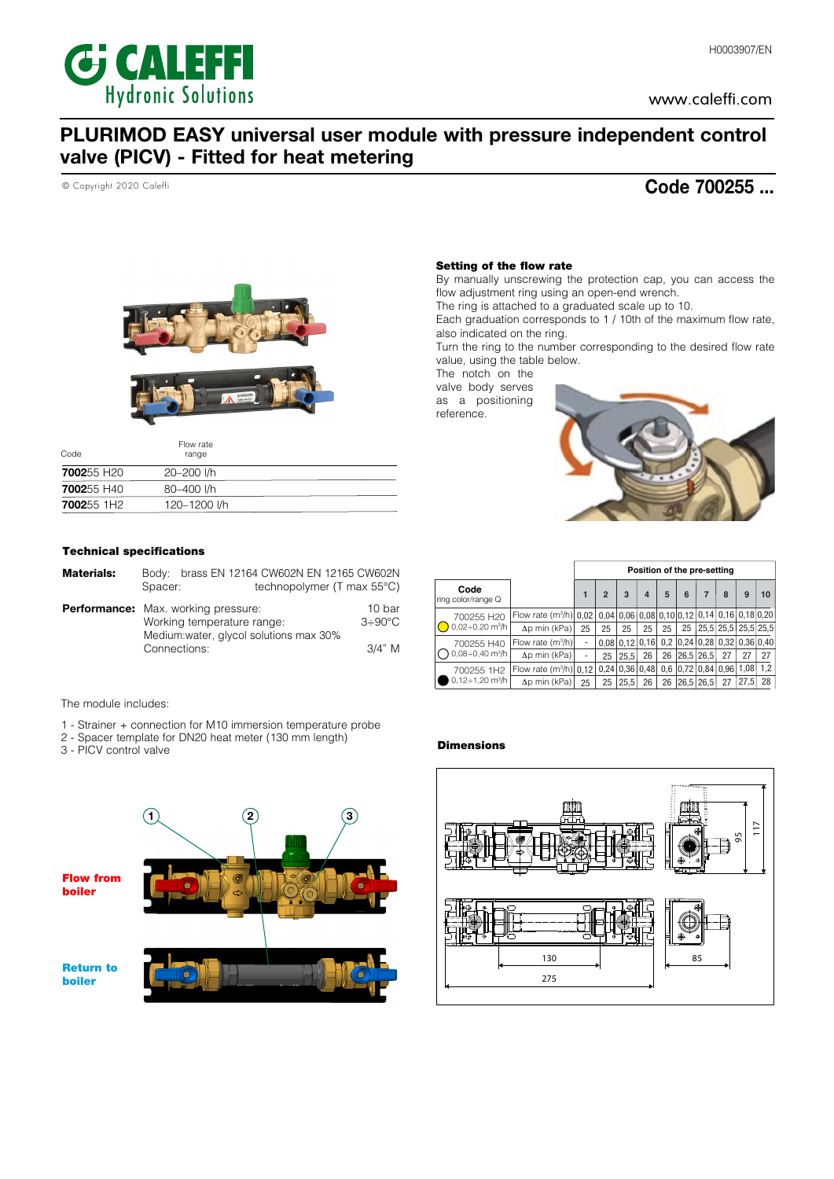# PLURIMOD EASY universal user module with pressure independent control valve (PICV) - Fitted for heat metering

© Copyright 2020 Caleffi

## Code 700255 ...

| Code | Flow rate range |
|---|---|
| **700**255 H20 | 20–200 l/h |
| **700**255 H40 | 80–400 l/h |
| **700**255 1H2 | 120–1200 l/h |

### Technical specifications

**Materials:**
Body: brass EN 12164 CW602N EN 12165 CW602N
Spacer: technopolymer (T max 55°C)

**Performance:**
Max. working pressure: 10 bar
Working temperature range: 3÷90°C
Medium:water, glycol solutions max 30%
Connections: 3/4" M

The module includes:

1 - Strainer + connection for M10 immersion temperature probe
2 - Spacer template for DN20 heat meter (130 mm length)
3 - PICV control valve

**Flow from boiler**

**Return to boiler**

### Setting of the flow rate

By manually unscrewing the protection cap, you can access the flow adjustment ring using an open-end wrench.
The ring is attached to a graduated scale up to 10.
Each graduation corresponds to 1 / 10th of the maximum flow rate, also indicated on the ring.
Turn the ring to the number corresponding to the desired flow rate value, using the table below.
The notch on the valve body serves as a positioning reference.

| Code ring color/range Q | | Position of the pre-setting | | | | | | | | | |
|---|---|---|---|---|---|---|---|---|---|---|---|
| | | 1 | 2 | 3 | 4 | 5 | 6 | 7 | 8 | 9 | 10 |
| 700255 H20 (yellow) 0,02÷0,20 m³/h | Flow rate (m³/h) | 0,02 | 0,04 | 0,06 | 0,08 | 0,10 | 0,12 | 0,14 | 0,16 | 0,18 | 0,20 |
| | Δp min (kPa) | 25 | 25 | 25 | 25 | 25 | 25 | 25,5 | 25,5 | 25,5 | 25,5 |
| 700255 H40 (white) 0,08÷0,40 m³/h | Flow rate (m³/h) | - | 0,08 | 0,12 | 0,16 | 0,2 | 0,24 | 0,28 | 0,32 | 0,36 | 0,40 |
| | Δp min (kPa) | - | 25 | 25,5 | 26 | 26 | 26,5 | 26,5 | 27 | 27 | 27 |
| 700255 1H2 (black) 0,12÷1,20 m³/h | Flow rate (m³/h) | 0,12 | 0,24 | 0,36 | 0,48 | 0,6 | 0,72 | 0,84 | 0,96 | 1,08 | 1,2 |
| | Δp min (kPa) | 25 | 25 | 25,5 | 26 | 26 | 26,5 | 26,5 | 27 | 27,5 | 28 |

### Dimensions

95, 117, 130, 275, 85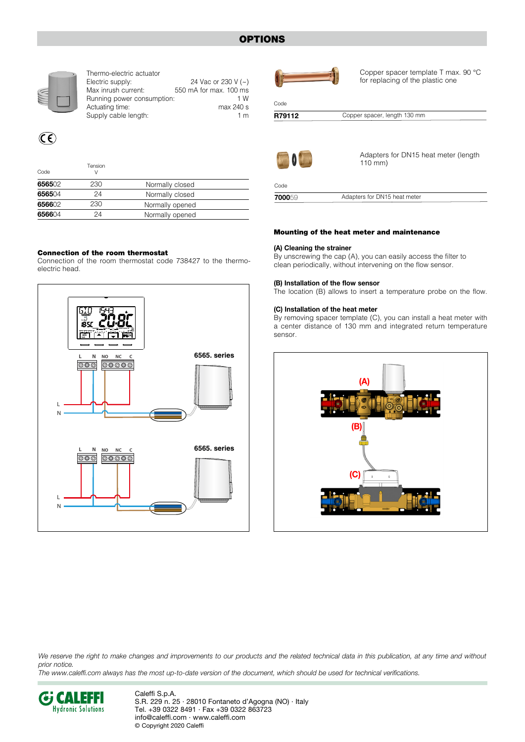# OPTIONS

Thermo-electric actuator

| | |
|---|---|
| Electric supply: | 24 Vac or 230 V (~) |
| Max inrush current: | 550 mA for max. 100 ms |
| Running power consumption: | 1 W |
| Actuating time: | max 240 s |
| Supply cable length: | 1 m |

| Code | Tension V | |
|---|---|---|
| **6565**02 | 230 | Normally closed |
| **6565**04 | 24 | Normally closed |
| **6566**02 | 230 | Normally opened |
| **6566**04 | 24 | Normally opened |

### Connection of the room thermostat

Connection of the room thermostat code 738427 to the thermo-electric head.

L N NO NC C

6565. series

L

N

L N NO NC C

6565. series

L

N

Copper spacer template T max. 90 °C for replacing of the plastic one

| Code | |
|---|---|
| **R79112** | Copper spacer, length 130 mm |

Adapters for DN15 heat meter (length 110 mm)

| Code | |
|---|---|
| **7000**59 | Adapters for DN15 heat meter |

### Mounting of the heat meter and maintenance

**(A) Cleaning the strainer**
By unscrewing the cap (A), you can easily access the filter to clean periodically, without intervening on the flow sensor.

**(B) Installation of the flow sensor**
The location (B) allows to insert a temperature probe on the flow.

**(C) Installation of the heat meter**
By removing spacer template (C), you can install a heat meter with a center distance of 130 mm and integrated return temperature sensor.

(A)

(B)

(C)

*We reserve the right to make changes and improvements to our products and the related technical data in this publication, at any time and without prior notice.*
*The www.caleffi.com always has the most up-to-date version of the document, which should be used for technical verifications.*

Caleffi S.p.A.
S.R. 229 n. 25 · 28010 Fontaneto d'Agogna (NO) · Italy
Tel. +39 0322 8491 · Fax +39 0322 863723
info@caleffi.com · www.caleffi.com
© Copyright 2020 Caleffi